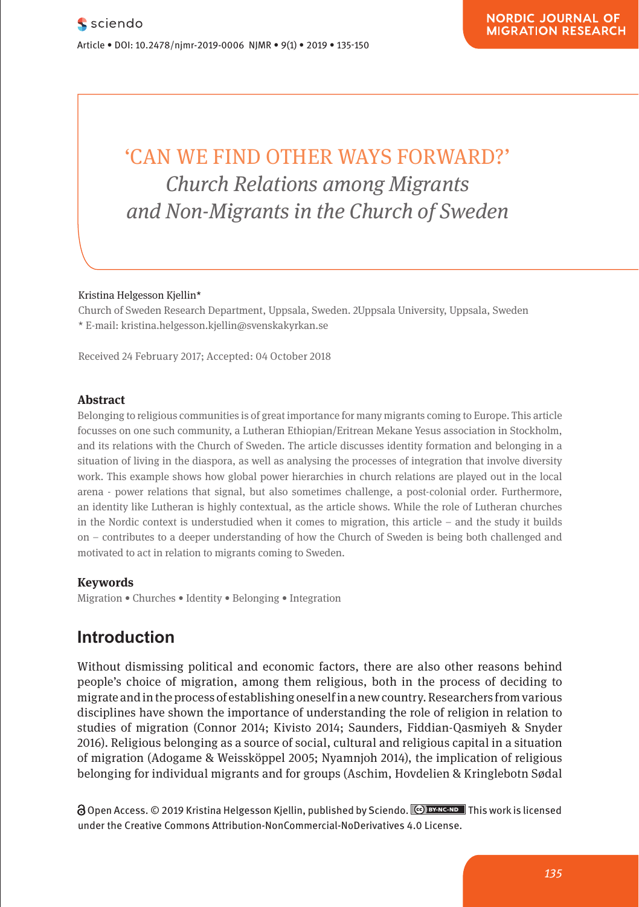# 'CAN WE FIND OTHER WAYS FORWARD?'

## *Church Relations among Migrants and Non-Migrants in the Church of Sweden*

Kristina Helgesson Kjellin*

Church of Sweden Research Department, Uppsala, Sweden. 2Uppsala University, Uppsala, Sweden

* E-mail: kristina.helgesson.kjellin@svenskakyrkan.se

Received 24 February 2017; Accepted: 04 October 2018

### Abstract

Belonging to religious communities is of great importance for many migrants coming to Europe. This article focusses on one such community, a Lutheran Ethiopian/Eritrean Mekane Yesus association in Stockholm, and its relations with the Church of Sweden. The article discusses identity formation and belonging in a situation of living in the diaspora, as well as analysing the processes of integration that involve diversity work. This example shows how global power hierarchies in church relations are played out in the local arena - power relations that signal, but also sometimes challenge, a post-colonial order. Furthermore, an identity like Lutheran is highly contextual, as the article shows. While the role of Lutheran churches in the Nordic context is understudied when it comes to migration, this article – and the study it builds on – contributes to a deeper understanding of how the Church of Sweden is being both challenged and motivated to act in relation to migrants coming to Sweden.

### Keywords

Migration • Churches • Identity • Belonging • Integration

## Introduction

Without dismissing political and economic factors, there are also other reasons behind people's choice of migration, among them religious, both in the process of deciding to migrate and in the process of establishing oneself in a new country. Researchers from various disciplines have shown the importance of understanding the role of religion in relation to studies of migration (Connor 2014; Kivisto 2014; Saunders, Fiddian-Qasmiyeh & Snyder 2016). Religious belonging as a source of social, cultural and religious capital in a situation of migration (Adogame & Weissköppel 2005; Nyamnjoh 2014), the implication of religious belonging for individual migrants and for groups (Aschim, Hovdelien & Kringlebotn Sødal

Open Access. © 2019 Kristina Helgesson Kjellin, published by Sciendo. This work is licensed under the Creative Commons Attribution-NonCommercial-NoDerivatives 4.0 License.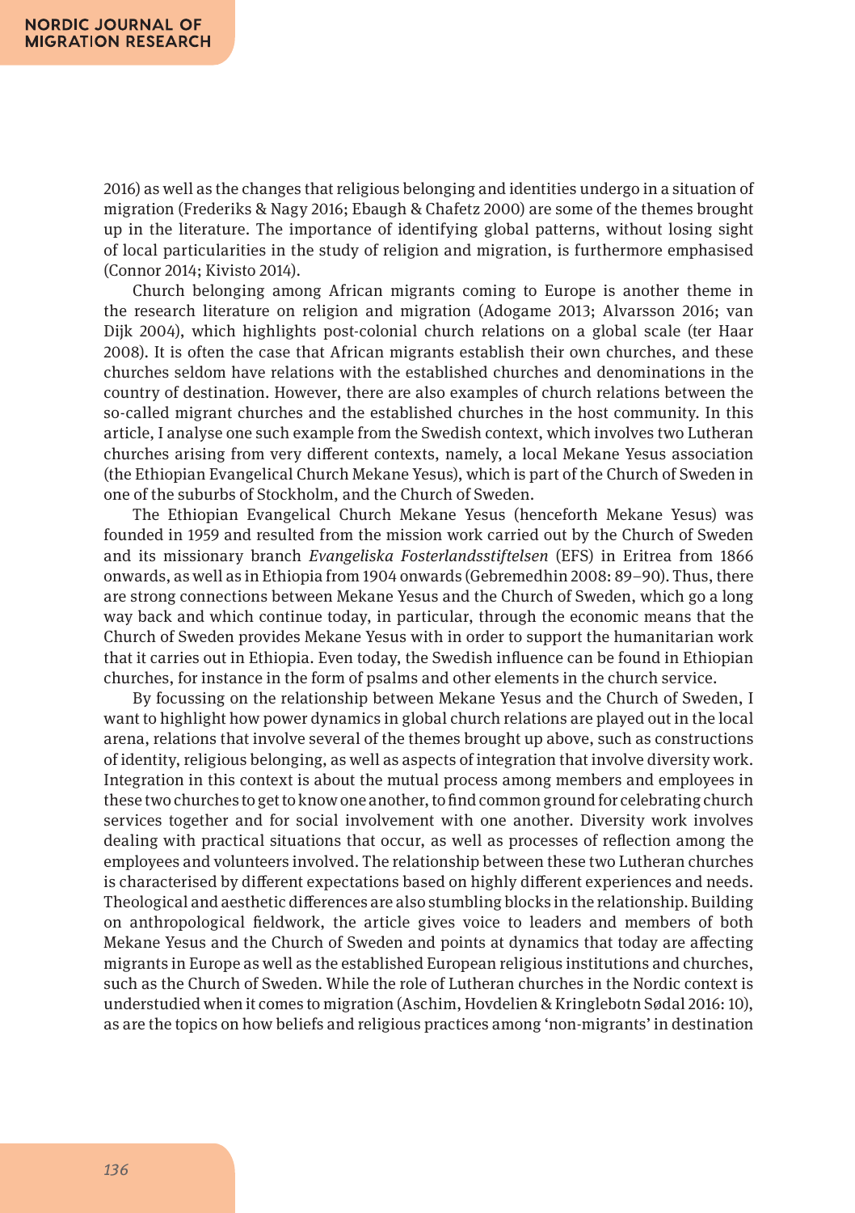2016) as well as the changes that religious belonging and identities undergo in a situation of migration (Frederiks & Nagy 2016; Ebaugh & Chafetz 2000) are some of the themes brought up in the literature. The importance of identifying global patterns, without losing sight of local particularities in the study of religion and migration, is furthermore emphasised (Connor 2014; Kivisto 2014).

Church belonging among African migrants coming to Europe is another theme in the research literature on religion and migration (Adogame 2013; Alvarsson 2016; van Dijk 2004), which highlights post-colonial church relations on a global scale (ter Haar 2008). It is often the case that African migrants establish their own churches, and these churches seldom have relations with the established churches and denominations in the country of destination. However, there are also examples of church relations between the so-called migrant churches and the established churches in the host community. In this article, I analyse one such example from the Swedish context, which involves two Lutheran churches arising from very different contexts, namely, a local Mekane Yesus association (the Ethiopian Evangelical Church Mekane Yesus), which is part of the Church of Sweden in one of the suburbs of Stockholm, and the Church of Sweden.

The Ethiopian Evangelical Church Mekane Yesus (henceforth Mekane Yesus) was founded in 1959 and resulted from the mission work carried out by the Church of Sweden and its missionary branch *Evangeliska Fosterlandsstiftelsen* (EFS) in Eritrea from 1866 onwards, as well as in Ethiopia from 1904 onwards (Gebremedhin 2008: 89–90). Thus, there are strong connections between Mekane Yesus and the Church of Sweden, which go a long way back and which continue today, in particular, through the economic means that the Church of Sweden provides Mekane Yesus with in order to support the humanitarian work that it carries out in Ethiopia. Even today, the Swedish influence can be found in Ethiopian churches, for instance in the form of psalms and other elements in the church service.

By focussing on the relationship between Mekane Yesus and the Church of Sweden, I want to highlight how power dynamics in global church relations are played out in the local arena, relations that involve several of the themes brought up above, such as constructions of identity, religious belonging, as well as aspects of integration that involve diversity work. Integration in this context is about the mutual process among members and employees in these two churches to get to know one another, to find common ground for celebrating church services together and for social involvement with one another. Diversity work involves dealing with practical situations that occur, as well as processes of reflection among the employees and volunteers involved. The relationship between these two Lutheran churches is characterised by different expectations based on highly different experiences and needs. Theological and aesthetic differences are also stumbling blocks in the relationship. Building on anthropological fieldwork, the article gives voice to leaders and members of both Mekane Yesus and the Church of Sweden and points at dynamics that today are affecting migrants in Europe as well as the established European religious institutions and churches, such as the Church of Sweden. While the role of Lutheran churches in the Nordic context is understudied when it comes to migration (Aschim, Hovdelien & Kringlebotn Sødal 2016: 10), as are the topics on how beliefs and religious practices among 'non-migrants' in destination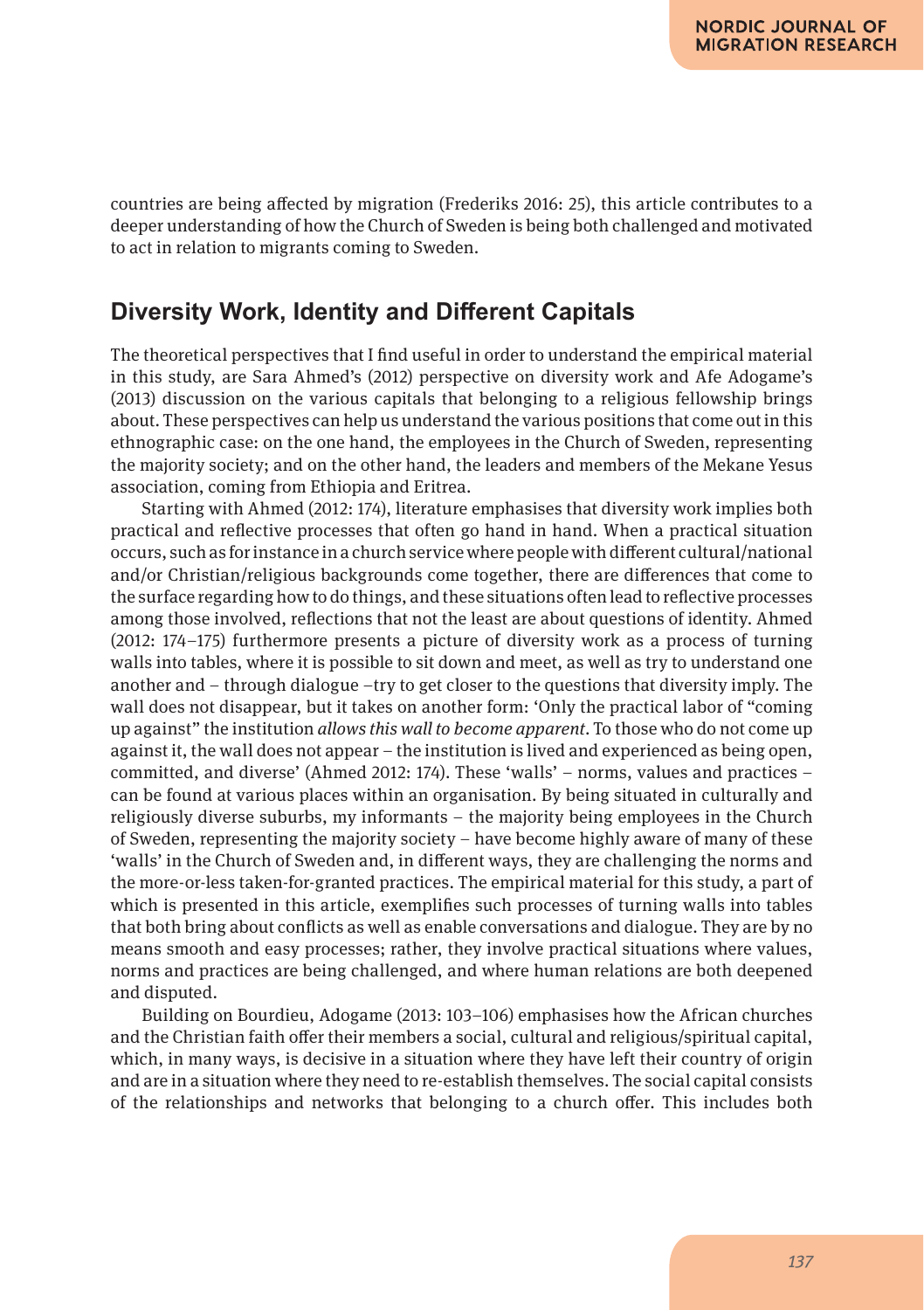countries are being affected by migration (Frederiks 2016: 25), this article contributes to a deeper understanding of how the Church of Sweden is being both challenged and motivated to act in relation to migrants coming to Sweden.

## Diversity Work, Identity and Different Capitals

The theoretical perspectives that I find useful in order to understand the empirical material in this study, are Sara Ahmed's (2012) perspective on diversity work and Afe Adogame's (2013) discussion on the various capitals that belonging to a religious fellowship brings about. These perspectives can help us understand the various positions that come out in this ethnographic case: on the one hand, the employees in the Church of Sweden, representing the majority society; and on the other hand, the leaders and members of the Mekane Yesus association, coming from Ethiopia and Eritrea.

Starting with Ahmed (2012: 174), literature emphasises that diversity work implies both practical and reflective processes that often go hand in hand. When a practical situation occurs, such as for instance in a church service where people with different cultural/national and/or Christian/religious backgrounds come together, there are differences that come to the surface regarding how to do things, and these situations often lead to reflective processes among those involved, reflections that not the least are about questions of identity. Ahmed (2012: 174–175) furthermore presents a picture of diversity work as a process of turning walls into tables, where it is possible to sit down and meet, as well as try to understand one another and – through dialogue –try to get closer to the questions that diversity imply. The wall does not disappear, but it takes on another form: 'Only the practical labor of "coming up against" the institution *allows this wall to become apparent*. To those who do not come up against it, the wall does not appear – the institution is lived and experienced as being open, committed, and diverse' (Ahmed 2012: 174). These 'walls' – norms, values and practices – can be found at various places within an organisation. By being situated in culturally and religiously diverse suburbs, my informants – the majority being employees in the Church of Sweden, representing the majority society – have become highly aware of many of these 'walls' in the Church of Sweden and, in different ways, they are challenging the norms and the more-or-less taken-for-granted practices. The empirical material for this study, a part of which is presented in this article, exemplifies such processes of turning walls into tables that both bring about conflicts as well as enable conversations and dialogue. They are by no means smooth and easy processes; rather, they involve practical situations where values, norms and practices are being challenged, and where human relations are both deepened and disputed.

Building on Bourdieu, Adogame (2013: 103–106) emphasises how the African churches and the Christian faith offer their members a social, cultural and religious/spiritual capital, which, in many ways, is decisive in a situation where they have left their country of origin and are in a situation where they need to re-establish themselves. The social capital consists of the relationships and networks that belonging to a church offer. This includes both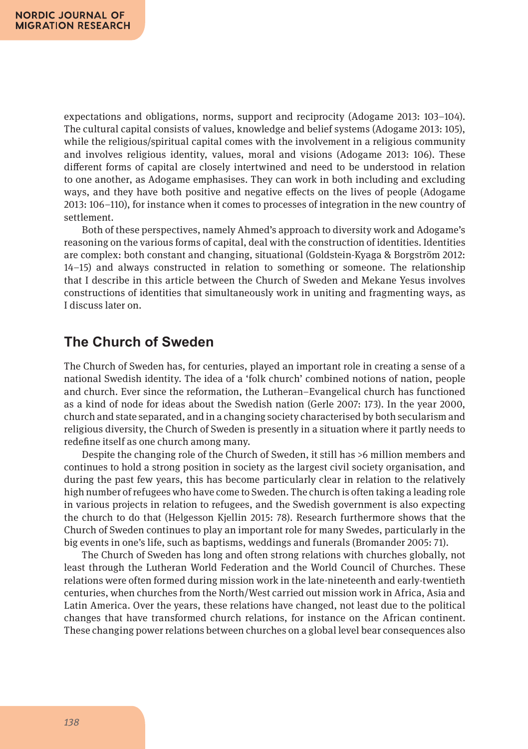expectations and obligations, norms, support and reciprocity (Adogame 2013: 103–104). The cultural capital consists of values, knowledge and belief systems (Adogame 2013: 105), while the religious/spiritual capital comes with the involvement in a religious community and involves religious identity, values, moral and visions (Adogame 2013: 106). These different forms of capital are closely intertwined and need to be understood in relation to one another, as Adogame emphasises. They can work in both including and excluding ways, and they have both positive and negative effects on the lives of people (Adogame 2013: 106–110), for instance when it comes to processes of integration in the new country of settlement.

Both of these perspectives, namely Ahmed's approach to diversity work and Adogame's reasoning on the various forms of capital, deal with the construction of identities. Identities are complex: both constant and changing, situational (Goldstein-Kyaga & Borgström 2012: 14–15) and always constructed in relation to something or someone. The relationship that I describe in this article between the Church of Sweden and Mekane Yesus involves constructions of identities that simultaneously work in uniting and fragmenting ways, as I discuss later on.

## The Church of Sweden

The Church of Sweden has, for centuries, played an important role in creating a sense of a national Swedish identity. The idea of a 'folk church' combined notions of nation, people and church. Ever since the reformation, the Lutheran–Evangelical church has functioned as a kind of node for ideas about the Swedish nation (Gerle 2007: 173). In the year 2000, church and state separated, and in a changing society characterised by both secularism and religious diversity, the Church of Sweden is presently in a situation where it partly needs to redefine itself as one church among many.

Despite the changing role of the Church of Sweden, it still has >6 million members and continues to hold a strong position in society as the largest civil society organisation, and during the past few years, this has become particularly clear in relation to the relatively high number of refugees who have come to Sweden. The church is often taking a leading role in various projects in relation to refugees, and the Swedish government is also expecting the church to do that (Helgesson Kjellin 2015: 78). Research furthermore shows that the Church of Sweden continues to play an important role for many Swedes, particularly in the big events in one's life, such as baptisms, weddings and funerals (Bromander 2005: 71).

The Church of Sweden has long and often strong relations with churches globally, not least through the Lutheran World Federation and the World Council of Churches. These relations were often formed during mission work in the late-nineteenth and early-twentieth centuries, when churches from the North/West carried out mission work in Africa, Asia and Latin America. Over the years, these relations have changed, not least due to the political changes that have transformed church relations, for instance on the African continent. These changing power relations between churches on a global level bear consequences also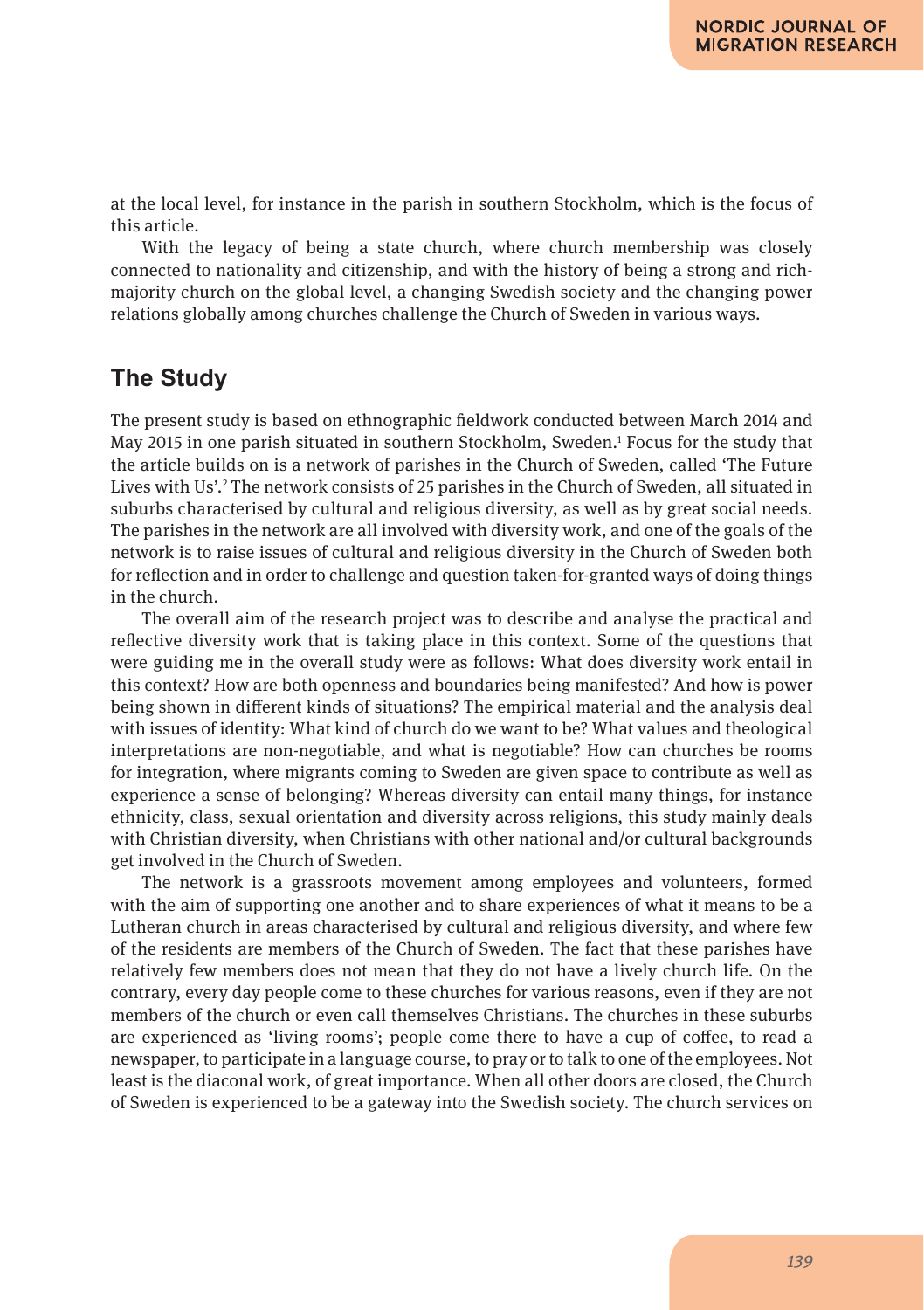at the local level, for instance in the parish in southern Stockholm, which is the focus of this article.

With the legacy of being a state church, where church membership was closely connected to nationality and citizenship, and with the history of being a strong and rich-majority church on the global level, a changing Swedish society and the changing power relations globally among churches challenge the Church of Sweden in various ways.

## The Study

The present study is based on ethnographic fieldwork conducted between March 2014 and May 2015 in one parish situated in southern Stockholm, Sweden.[1] Focus for the study that the article builds on is a network of parishes in the Church of Sweden, called 'The Future Lives with Us'.[2] The network consists of 25 parishes in the Church of Sweden, all situated in suburbs characterised by cultural and religious diversity, as well as by great social needs. The parishes in the network are all involved with diversity work, and one of the goals of the network is to raise issues of cultural and religious diversity in the Church of Sweden both for reflection and in order to challenge and question taken-for-granted ways of doing things in the church.

The overall aim of the research project was to describe and analyse the practical and reflective diversity work that is taking place in this context. Some of the questions that were guiding me in the overall study were as follows: What does diversity work entail in this context? How are both openness and boundaries being manifested? And how is power being shown in different kinds of situations? The empirical material and the analysis deal with issues of identity: What kind of church do we want to be? What values and theological interpretations are non-negotiable, and what is negotiable? How can churches be rooms for integration, where migrants coming to Sweden are given space to contribute as well as experience a sense of belonging? Whereas diversity can entail many things, for instance ethnicity, class, sexual orientation and diversity across religions, this study mainly deals with Christian diversity, when Christians with other national and/or cultural backgrounds get involved in the Church of Sweden.

The network is a grassroots movement among employees and volunteers, formed with the aim of supporting one another and to share experiences of what it means to be a Lutheran church in areas characterised by cultural and religious diversity, and where few of the residents are members of the Church of Sweden. The fact that these parishes have relatively few members does not mean that they do not have a lively church life. On the contrary, every day people come to these churches for various reasons, even if they are not members of the church or even call themselves Christians. The churches in these suburbs are experienced as 'living rooms'; people come there to have a cup of coffee, to read a newspaper, to participate in a language course, to pray or to talk to one of the employees. Not least is the diaconal work, of great importance. When all other doors are closed, the Church of Sweden is experienced to be a gateway into the Swedish society. The church services on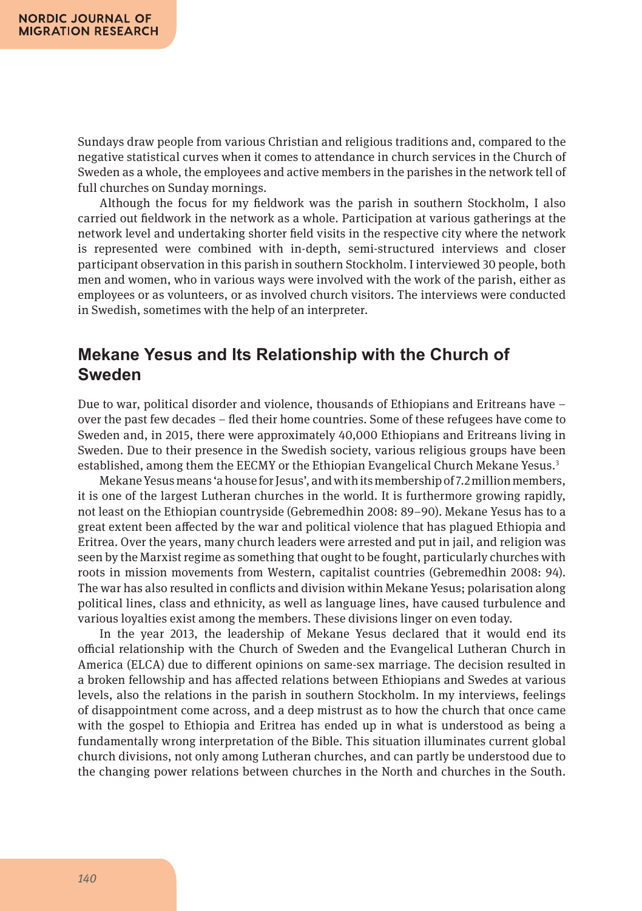Sundays draw people from various Christian and religious traditions and, compared to the negative statistical curves when it comes to attendance in church services in the Church of Sweden as a whole, the employees and active members in the parishes in the network tell of full churches on Sunday mornings.

Although the focus for my fieldwork was the parish in southern Stockholm, I also carried out fieldwork in the network as a whole. Participation at various gatherings at the network level and undertaking shorter field visits in the respective city where the network is represented were combined with in-depth, semi-structured interviews and closer participant observation in this parish in southern Stockholm. I interviewed 30 people, both men and women, who in various ways were involved with the work of the parish, either as employees or as volunteers, or as involved church visitors. The interviews were conducted in Swedish, sometimes with the help of an interpreter.

## Mekane Yesus and Its Relationship with the Church of Sweden

Due to war, political disorder and violence, thousands of Ethiopians and Eritreans have – over the past few decades – fled their home countries. Some of these refugees have come to Sweden and, in 2015, there were approximately 40,000 Ethiopians and Eritreans living in Sweden. Due to their presence in the Swedish society, various religious groups have been established, among them the EECMY or the Ethiopian Evangelical Church Mekane Yesus.[3]

Mekane Yesus means 'a house for Jesus', and with its membership of 7.2 million members, it is one of the largest Lutheran churches in the world. It is furthermore growing rapidly, not least on the Ethiopian countryside (Gebremedhin 2008: 89–90). Mekane Yesus has to a great extent been affected by the war and political violence that has plagued Ethiopia and Eritrea. Over the years, many church leaders were arrested and put in jail, and religion was seen by the Marxist regime as something that ought to be fought, particularly churches with roots in mission movements from Western, capitalist countries (Gebremedhin 2008: 94). The war has also resulted in conflicts and division within Mekane Yesus; polarisation along political lines, class and ethnicity, as well as language lines, have caused turbulence and various loyalties exist among the members. These divisions linger on even today.

In the year 2013, the leadership of Mekane Yesus declared that it would end its official relationship with the Church of Sweden and the Evangelical Lutheran Church in America (ELCA) due to different opinions on same-sex marriage. The decision resulted in a broken fellowship and has affected relations between Ethiopians and Swedes at various levels, also the relations in the parish in southern Stockholm. In my interviews, feelings of disappointment come across, and a deep mistrust as to how the church that once came with the gospel to Ethiopia and Eritrea has ended up in what is understood as being a fundamentally wrong interpretation of the Bible. This situation illuminates current global church divisions, not only among Lutheran churches, and can partly be understood due to the changing power relations between churches in the North and churches in the South.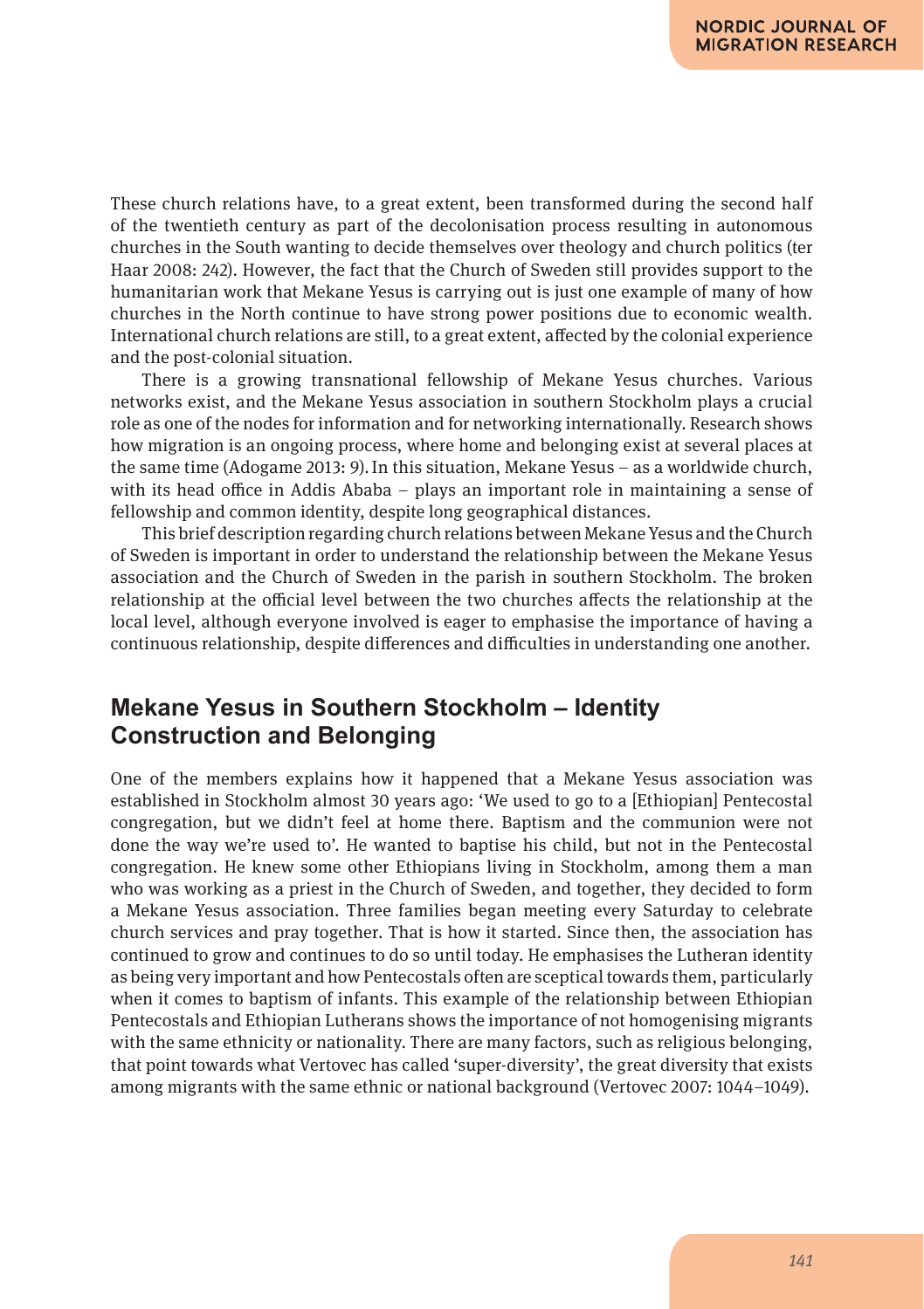These church relations have, to a great extent, been transformed during the second half of the twentieth century as part of the decolonisation process resulting in autonomous churches in the South wanting to decide themselves over theology and church politics (ter Haar 2008: 242). However, the fact that the Church of Sweden still provides support to the humanitarian work that Mekane Yesus is carrying out is just one example of many of how churches in the North continue to have strong power positions due to economic wealth. International church relations are still, to a great extent, affected by the colonial experience and the post-colonial situation.

There is a growing transnational fellowship of Mekane Yesus churches. Various networks exist, and the Mekane Yesus association in southern Stockholm plays a crucial role as one of the nodes for information and for networking internationally. Research shows how migration is an ongoing process, where home and belonging exist at several places at the same time (Adogame 2013: 9). In this situation, Mekane Yesus – as a worldwide church, with its head office in Addis Ababa – plays an important role in maintaining a sense of fellowship and common identity, despite long geographical distances.

This brief description regarding church relations between Mekane Yesus and the Church of Sweden is important in order to understand the relationship between the Mekane Yesus association and the Church of Sweden in the parish in southern Stockholm. The broken relationship at the official level between the two churches affects the relationship at the local level, although everyone involved is eager to emphasise the importance of having a continuous relationship, despite differences and difficulties in understanding one another.

## Mekane Yesus in Southern Stockholm – Identity Construction and Belonging

One of the members explains how it happened that a Mekane Yesus association was established in Stockholm almost 30 years ago: 'We used to go to a [Ethiopian] Pentecostal congregation, but we didn't feel at home there. Baptism and the communion were not done the way we're used to'. He wanted to baptise his child, but not in the Pentecostal congregation. He knew some other Ethiopians living in Stockholm, among them a man who was working as a priest in the Church of Sweden, and together, they decided to form a Mekane Yesus association. Three families began meeting every Saturday to celebrate church services and pray together. That is how it started. Since then, the association has continued to grow and continues to do so until today. He emphasises the Lutheran identity as being very important and how Pentecostals often are sceptical towards them, particularly when it comes to baptism of infants. This example of the relationship between Ethiopian Pentecostals and Ethiopian Lutherans shows the importance of not homogenising migrants with the same ethnicity or nationality. There are many factors, such as religious belonging, that point towards what Vertovec has called 'super-diversity', the great diversity that exists among migrants with the same ethnic or national background (Vertovec 2007: 1044–1049).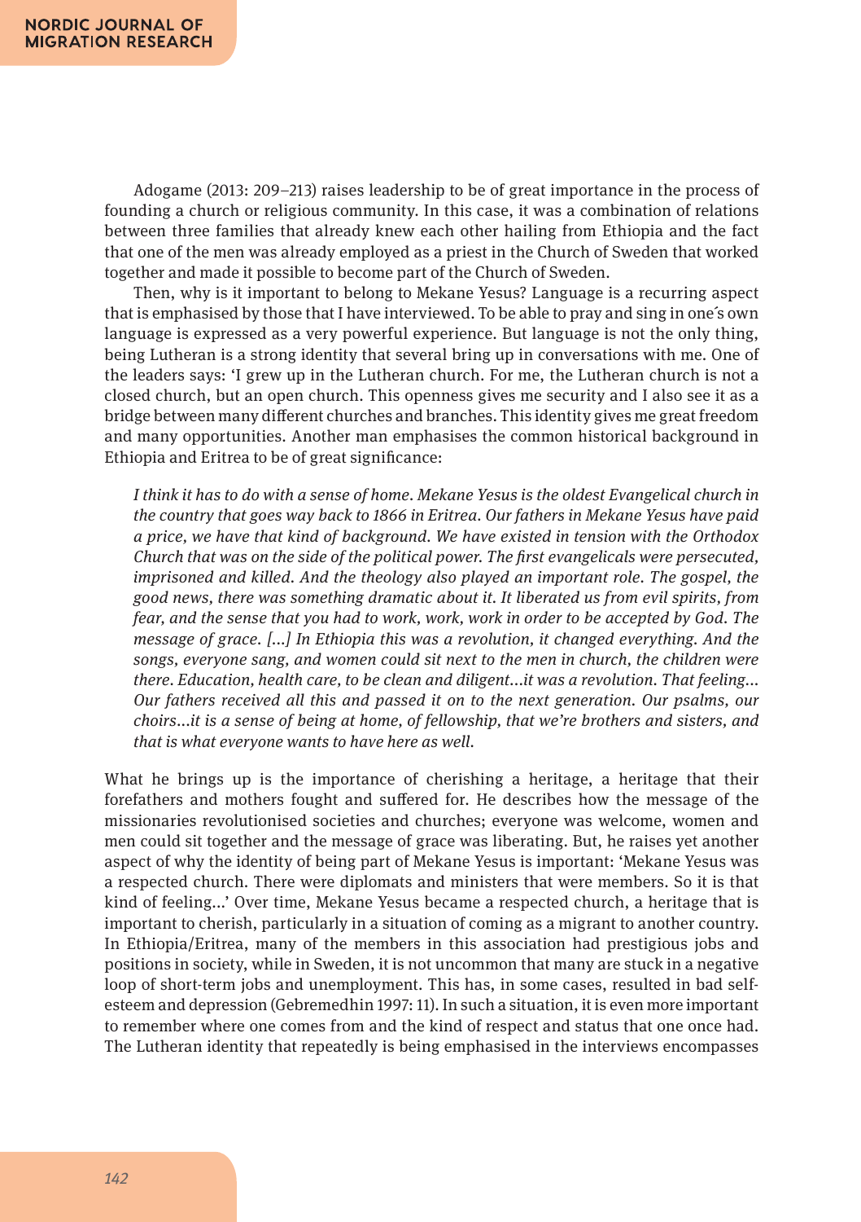Adogame (2013: 209–213) raises leadership to be of great importance in the process of founding a church or religious community. In this case, it was a combination of relations between three families that already knew each other hailing from Ethiopia and the fact that one of the men was already employed as a priest in the Church of Sweden that worked together and made it possible to become part of the Church of Sweden.

Then, why is it important to belong to Mekane Yesus? Language is a recurring aspect that is emphasised by those that I have interviewed. To be able to pray and sing in one´s own language is expressed as a very powerful experience. But language is not the only thing, being Lutheran is a strong identity that several bring up in conversations with me. One of the leaders says: 'I grew up in the Lutheran church. For me, the Lutheran church is not a closed church, but an open church. This openness gives me security and I also see it as a bridge between many different churches and branches. This identity gives me great freedom and many opportunities. Another man emphasises the common historical background in Ethiopia and Eritrea to be of great significance:

> *I think it has to do with a sense of home. Mekane Yesus is the oldest Evangelical church in the country that goes way back to 1866 in Eritrea. Our fathers in Mekane Yesus have paid a price, we have that kind of background. We have existed in tension with the Orthodox Church that was on the side of the political power. The first evangelicals were persecuted, imprisoned and killed. And the theology also played an important role. The gospel, the good news, there was something dramatic about it. It liberated us from evil spirits, from fear, and the sense that you had to work, work, work in order to be accepted by God. The message of grace. [...] In Ethiopia this was a revolution, it changed everything. And the songs, everyone sang, and women could sit next to the men in church, the children were there. Education, health care, to be clean and diligent…it was a revolution. That feeling… Our fathers received all this and passed it on to the next generation. Our psalms, our choirs…it is a sense of being at home, of fellowship, that we're brothers and sisters, and that is what everyone wants to have here as well.*

What he brings up is the importance of cherishing a heritage, a heritage that their forefathers and mothers fought and suffered for. He describes how the message of the missionaries revolutionised societies and churches; everyone was welcome, women and men could sit together and the message of grace was liberating. But, he raises yet another aspect of why the identity of being part of Mekane Yesus is important: 'Mekane Yesus was a respected church. There were diplomats and ministers that were members. So it is that kind of feeling…' Over time, Mekane Yesus became a respected church, a heritage that is important to cherish, particularly in a situation of coming as a migrant to another country. In Ethiopia/Eritrea, many of the members in this association had prestigious jobs and positions in society, while in Sweden, it is not uncommon that many are stuck in a negative loop of short-term jobs and unemployment. This has, in some cases, resulted in bad self-esteem and depression (Gebremedhin 1997: 11). In such a situation, it is even more important to remember where one comes from and the kind of respect and status that one once had. The Lutheran identity that repeatedly is being emphasised in the interviews encompasses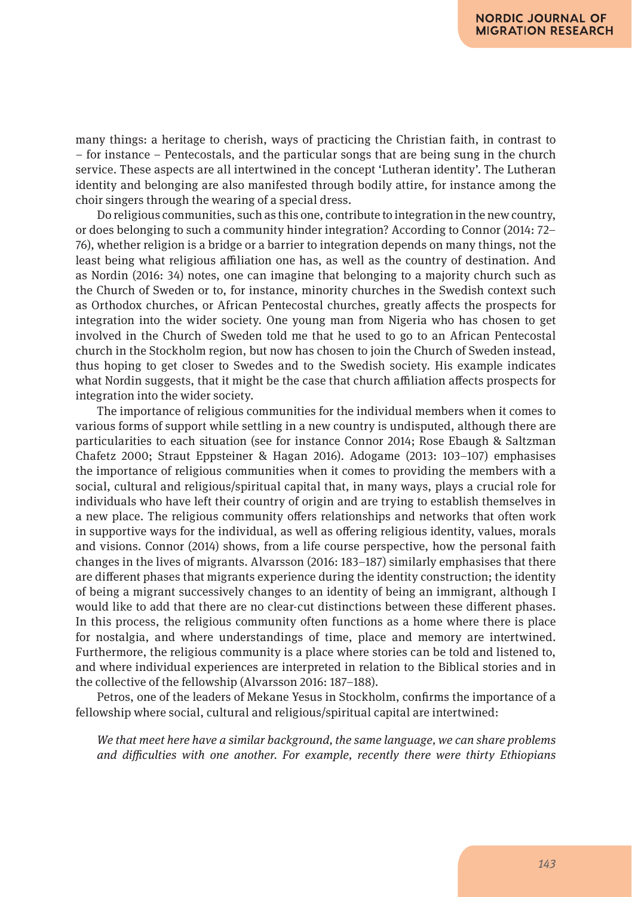many things: a heritage to cherish, ways of practicing the Christian faith, in contrast to – for instance – Pentecostals, and the particular songs that are being sung in the church service. These aspects are all intertwined in the concept 'Lutheran identity'. The Lutheran identity and belonging are also manifested through bodily attire, for instance among the choir singers through the wearing of a special dress.

Do religious communities, such as this one, contribute to integration in the new country, or does belonging to such a community hinder integration? According to Connor (2014: 72–76), whether religion is a bridge or a barrier to integration depends on many things, not the least being what religious affiliation one has, as well as the country of destination. And as Nordin (2016: 34) notes, one can imagine that belonging to a majority church such as the Church of Sweden or to, for instance, minority churches in the Swedish context such as Orthodox churches, or African Pentecostal churches, greatly affects the prospects for integration into the wider society. One young man from Nigeria who has chosen to get involved in the Church of Sweden told me that he used to go to an African Pentecostal church in the Stockholm region, but now has chosen to join the Church of Sweden instead, thus hoping to get closer to Swedes and to the Swedish society. His example indicates what Nordin suggests, that it might be the case that church affiliation affects prospects for integration into the wider society.

The importance of religious communities for the individual members when it comes to various forms of support while settling in a new country is undisputed, although there are particularities to each situation (see for instance Connor 2014; Rose Ebaugh & Saltzman Chafetz 2000; Straut Eppsteiner & Hagan 2016). Adogame (2013: 103–107) emphasises the importance of religious communities when it comes to providing the members with a social, cultural and religious/spiritual capital that, in many ways, plays a crucial role for individuals who have left their country of origin and are trying to establish themselves in a new place. The religious community offers relationships and networks that often work in supportive ways for the individual, as well as offering religious identity, values, morals and visions. Connor (2014) shows, from a life course perspective, how the personal faith changes in the lives of migrants. Alvarsson (2016: 183–187) similarly emphasises that there are different phases that migrants experience during the identity construction; the identity of being a migrant successively changes to an identity of being an immigrant, although I would like to add that there are no clear-cut distinctions between these different phases. In this process, the religious community often functions as a home where there is place for nostalgia, and where understandings of time, place and memory are intertwined. Furthermore, the religious community is a place where stories can be told and listened to, and where individual experiences are interpreted in relation to the Biblical stories and in the collective of the fellowship (Alvarsson 2016: 187–188).

Petros, one of the leaders of Mekane Yesus in Stockholm, confirms the importance of a fellowship where social, cultural and religious/spiritual capital are intertwined:

> *We that meet here have a similar background, the same language, we can share problems and difficulties with one another. For example, recently there were thirty Ethiopians*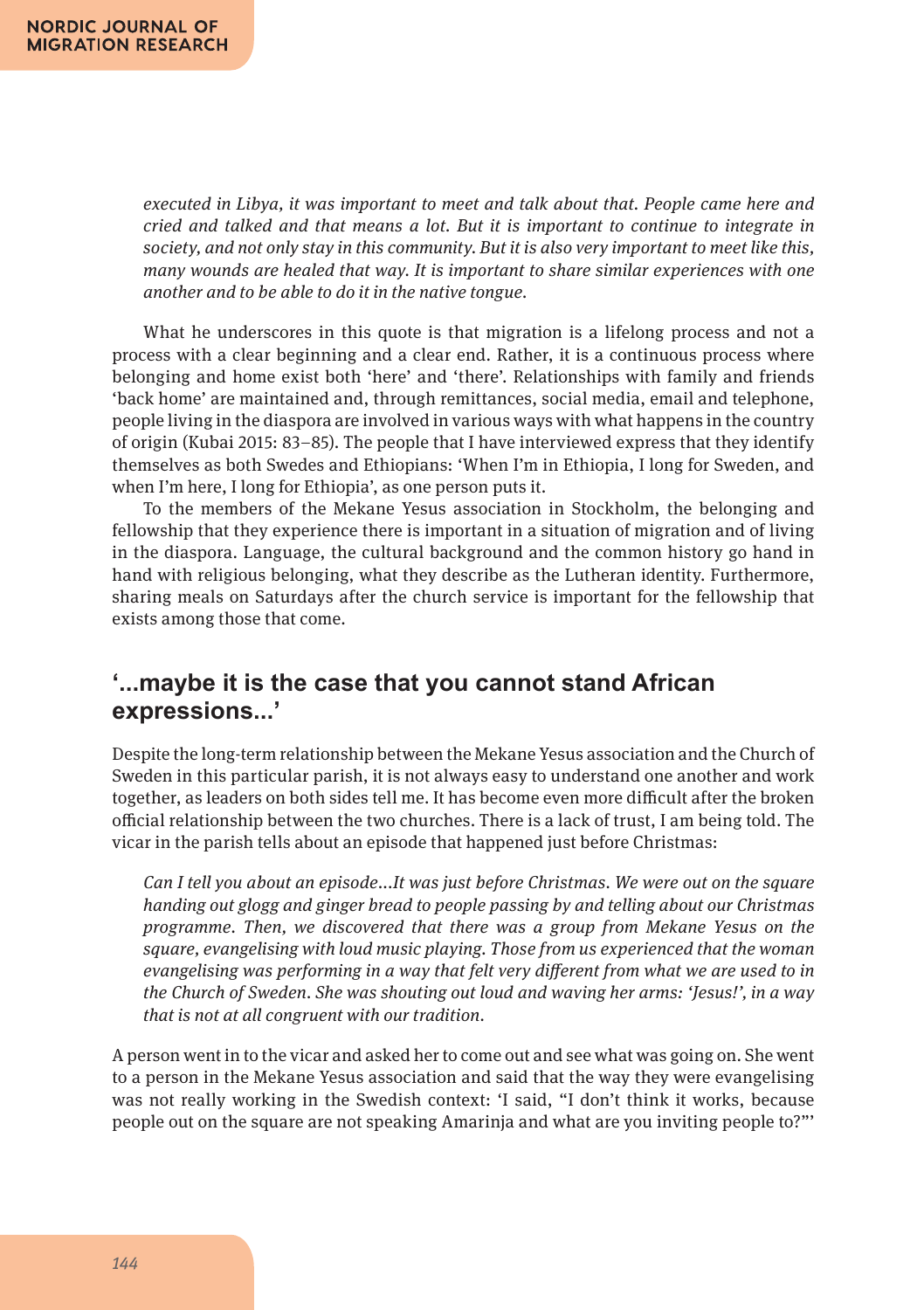*executed in Libya, it was important to meet and talk about that. People came here and cried and talked and that means a lot. But it is important to continue to integrate in society, and not only stay in this community. But it is also very important to meet like this, many wounds are healed that way. It is important to share similar experiences with one another and to be able to do it in the native tongue.*

What he underscores in this quote is that migration is a lifelong process and not a process with a clear beginning and a clear end. Rather, it is a continuous process where belonging and home exist both 'here' and 'there'. Relationships with family and friends 'back home' are maintained and, through remittances, social media, email and telephone, people living in the diaspora are involved in various ways with what happens in the country of origin (Kubai 2015: 83–85). The people that I have interviewed express that they identify themselves as both Swedes and Ethiopians: 'When I'm in Ethiopia, I long for Sweden, and when I'm here, I long for Ethiopia', as one person puts it.

To the members of the Mekane Yesus association in Stockholm, the belonging and fellowship that they experience there is important in a situation of migration and of living in the diaspora. Language, the cultural background and the common history go hand in hand with religious belonging, what they describe as the Lutheran identity. Furthermore, sharing meals on Saturdays after the church service is important for the fellowship that exists among those that come.

## '...maybe it is the case that you cannot stand African expressions...'

Despite the long-term relationship between the Mekane Yesus association and the Church of Sweden in this particular parish, it is not always easy to understand one another and work together, as leaders on both sides tell me. It has become even more difficult after the broken official relationship between the two churches. There is a lack of trust, I am being told. The vicar in the parish tells about an episode that happened just before Christmas:

*Can I tell you about an episode...It was just before Christmas. We were out on the square handing out glogg and ginger bread to people passing by and telling about our Christmas programme. Then, we discovered that there was a group from Mekane Yesus on the square, evangelising with loud music playing. Those from us experienced that the woman evangelising was performing in a way that felt very different from what we are used to in the Church of Sweden. She was shouting out loud and waving her arms: 'Jesus!', in a way that is not at all congruent with our tradition.*

A person went in to the vicar and asked her to come out and see what was going on. She went to a person in the Mekane Yesus association and said that the way they were evangelising was not really working in the Swedish context: 'I said, "I don't think it works, because people out on the square are not speaking Amarinja and what are you inviting people to?"'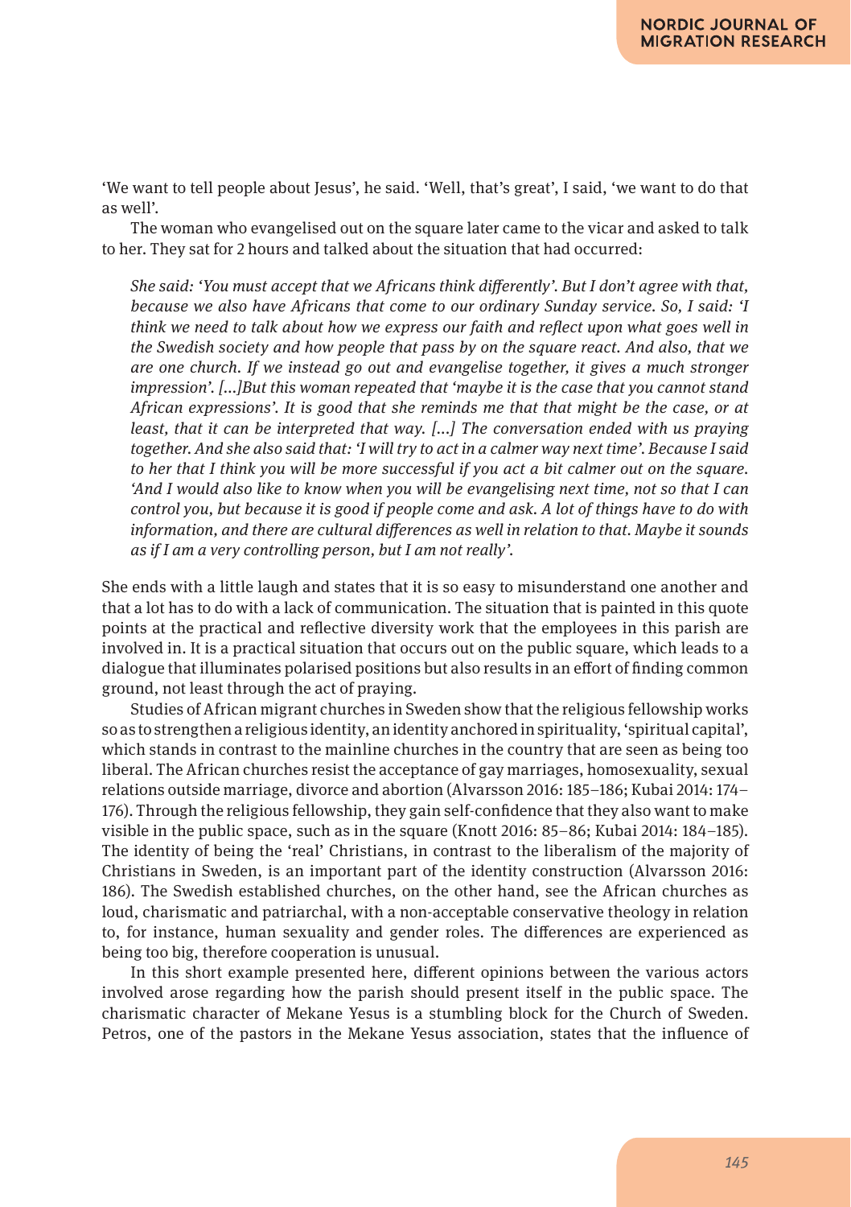'We want to tell people about Jesus', he said. 'Well, that's great', I said, 'we want to do that as well'.

The woman who evangelised out on the square later came to the vicar and asked to talk to her. They sat for 2 hours and talked about the situation that had occurred:

> *She said: 'You must accept that we Africans think differently'. But I don't agree with that, because we also have Africans that come to our ordinary Sunday service. So, I said: 'I think we need to talk about how we express our faith and reflect upon what goes well in the Swedish society and how people that pass by on the square react. And also, that we are one church. If we instead go out and evangelise together, it gives a much stronger impression'. [...]But this woman repeated that 'maybe it is the case that you cannot stand African expressions'. It is good that she reminds me that that might be the case, or at least, that it can be interpreted that way. [...] The conversation ended with us praying together. And she also said that: 'I will try to act in a calmer way next time'. Because I said to her that I think you will be more successful if you act a bit calmer out on the square. 'And I would also like to know when you will be evangelising next time, not so that I can control you, but because it is good if people come and ask. A lot of things have to do with information, and there are cultural differences as well in relation to that. Maybe it sounds as if I am a very controlling person, but I am not really'.*

She ends with a little laugh and states that it is so easy to misunderstand one another and that a lot has to do with a lack of communication. The situation that is painted in this quote points at the practical and reflective diversity work that the employees in this parish are involved in. It is a practical situation that occurs out on the public square, which leads to a dialogue that illuminates polarised positions but also results in an effort of finding common ground, not least through the act of praying.

Studies of African migrant churches in Sweden show that the religious fellowship works so as to strengthen a religious identity, an identity anchored in spirituality, 'spiritual capital', which stands in contrast to the mainline churches in the country that are seen as being too liberal. The African churches resist the acceptance of gay marriages, homosexuality, sexual relations outside marriage, divorce and abortion (Alvarsson 2016: 185–186; Kubai 2014: 174–176). Through the religious fellowship, they gain self-confidence that they also want to make visible in the public space, such as in the square (Knott 2016: 85–86; Kubai 2014: 184–185). The identity of being the 'real' Christians, in contrast to the liberalism of the majority of Christians in Sweden, is an important part of the identity construction (Alvarsson 2016: 186). The Swedish established churches, on the other hand, see the African churches as loud, charismatic and patriarchal, with a non-acceptable conservative theology in relation to, for instance, human sexuality and gender roles. The differences are experienced as being too big, therefore cooperation is unusual.

In this short example presented here, different opinions between the various actors involved arose regarding how the parish should present itself in the public space. The charismatic character of Mekane Yesus is a stumbling block for the Church of Sweden. Petros, one of the pastors in the Mekane Yesus association, states that the influence of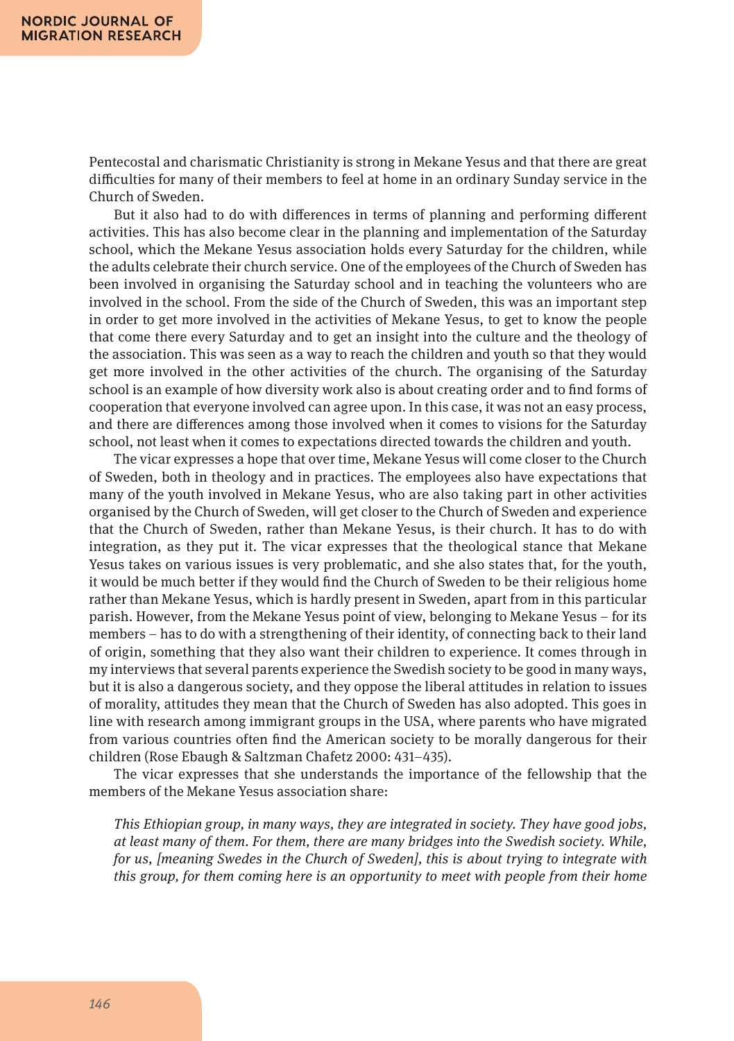Pentecostal and charismatic Christianity is strong in Mekane Yesus and that there are great difficulties for many of their members to feel at home in an ordinary Sunday service in the Church of Sweden.

But it also had to do with differences in terms of planning and performing different activities. This has also become clear in the planning and implementation of the Saturday school, which the Mekane Yesus association holds every Saturday for the children, while the adults celebrate their church service. One of the employees of the Church of Sweden has been involved in organising the Saturday school and in teaching the volunteers who are involved in the school. From the side of the Church of Sweden, this was an important step in order to get more involved in the activities of Mekane Yesus, to get to know the people that come there every Saturday and to get an insight into the culture and the theology of the association. This was seen as a way to reach the children and youth so that they would get more involved in the other activities of the church. The organising of the Saturday school is an example of how diversity work also is about creating order and to find forms of cooperation that everyone involved can agree upon. In this case, it was not an easy process, and there are differences among those involved when it comes to visions for the Saturday school, not least when it comes to expectations directed towards the children and youth.

The vicar expresses a hope that over time, Mekane Yesus will come closer to the Church of Sweden, both in theology and in practices. The employees also have expectations that many of the youth involved in Mekane Yesus, who are also taking part in other activities organised by the Church of Sweden, will get closer to the Church of Sweden and experience that the Church of Sweden, rather than Mekane Yesus, is their church. It has to do with integration, as they put it. The vicar expresses that the theological stance that Mekane Yesus takes on various issues is very problematic, and she also states that, for the youth, it would be much better if they would find the Church of Sweden to be their religious home rather than Mekane Yesus, which is hardly present in Sweden, apart from in this particular parish. However, from the Mekane Yesus point of view, belonging to Mekane Yesus – for its members – has to do with a strengthening of their identity, of connecting back to their land of origin, something that they also want their children to experience. It comes through in my interviews that several parents experience the Swedish society to be good in many ways, but it is also a dangerous society, and they oppose the liberal attitudes in relation to issues of morality, attitudes they mean that the Church of Sweden has also adopted. This goes in line with research among immigrant groups in the USA, where parents who have migrated from various countries often find the American society to be morally dangerous for their children (Rose Ebaugh & Saltzman Chafetz 2000: 431–435).

The vicar expresses that she understands the importance of the fellowship that the members of the Mekane Yesus association share:

> *This Ethiopian group, in many ways, they are integrated in society. They have good jobs, at least many of them. For them, there are many bridges into the Swedish society. While, for us, [meaning Swedes in the Church of Sweden], this is about trying to integrate with this group, for them coming here is an opportunity to meet with people from their home*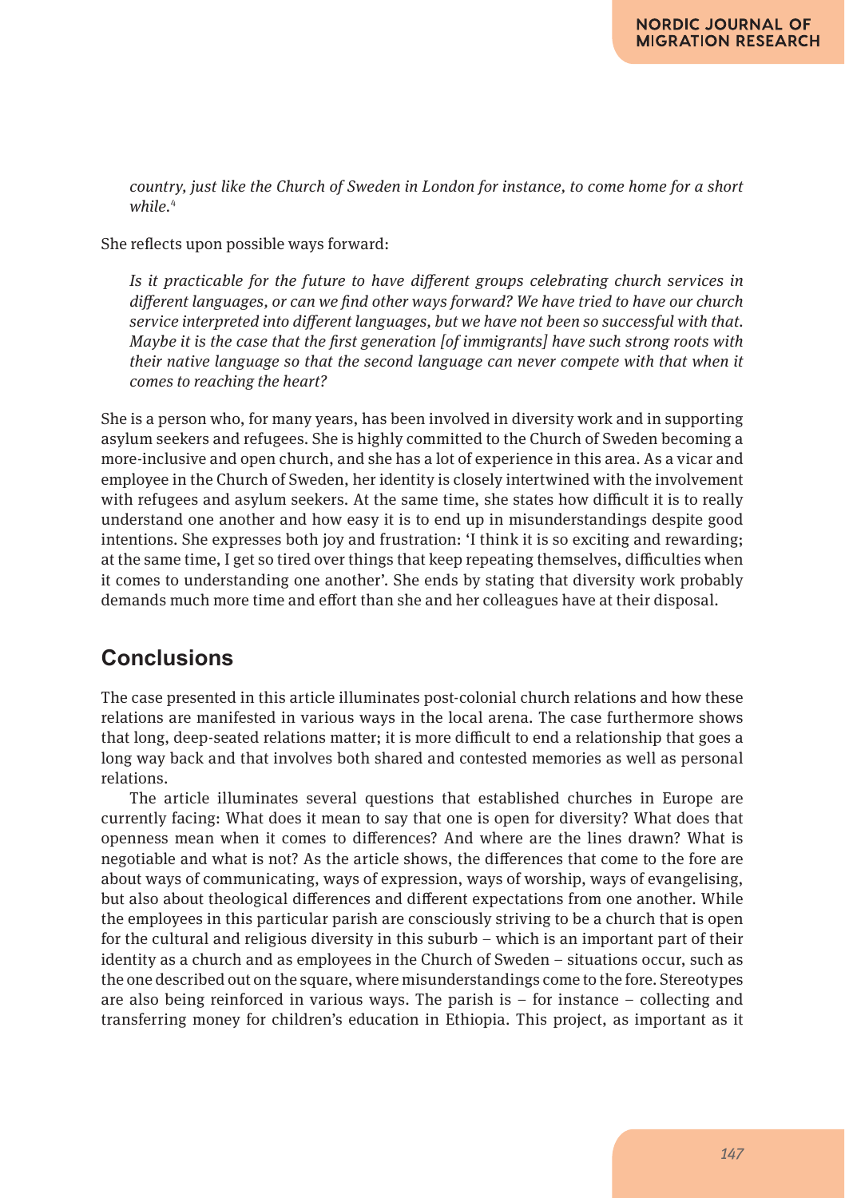*country, just like the Church of Sweden in London for instance, to come home for a short while.*[4]

She reflects upon possible ways forward:

> *Is it practicable for the future to have different groups celebrating church services in different languages, or can we find other ways forward? We have tried to have our church service interpreted into different languages, but we have not been so successful with that. Maybe it is the case that the first generation [of immigrants] have such strong roots with their native language so that the second language can never compete with that when it comes to reaching the heart?*

She is a person who, for many years, has been involved in diversity work and in supporting asylum seekers and refugees. She is highly committed to the Church of Sweden becoming a more-inclusive and open church, and she has a lot of experience in this area. As a vicar and employee in the Church of Sweden, her identity is closely intertwined with the involvement with refugees and asylum seekers. At the same time, she states how difficult it is to really understand one another and how easy it is to end up in misunderstandings despite good intentions. She expresses both joy and frustration: 'I think it is so exciting and rewarding; at the same time, I get so tired over things that keep repeating themselves, difficulties when it comes to understanding one another'. She ends by stating that diversity work probably demands much more time and effort than she and her colleagues have at their disposal.

## Conclusions

The case presented in this article illuminates post-colonial church relations and how these relations are manifested in various ways in the local arena. The case furthermore shows that long, deep-seated relations matter; it is more difficult to end a relationship that goes a long way back and that involves both shared and contested memories as well as personal relations.

The article illuminates several questions that established churches in Europe are currently facing: What does it mean to say that one is open for diversity? What does that openness mean when it comes to differences? And where are the lines drawn? What is negotiable and what is not? As the article shows, the differences that come to the fore are about ways of communicating, ways of expression, ways of worship, ways of evangelising, but also about theological differences and different expectations from one another. While the employees in this particular parish are consciously striving to be a church that is open for the cultural and religious diversity in this suburb – which is an important part of their identity as a church and as employees in the Church of Sweden – situations occur, such as the one described out on the square, where misunderstandings come to the fore. Stereotypes are also being reinforced in various ways. The parish is – for instance – collecting and transferring money for children's education in Ethiopia. This project, as important as it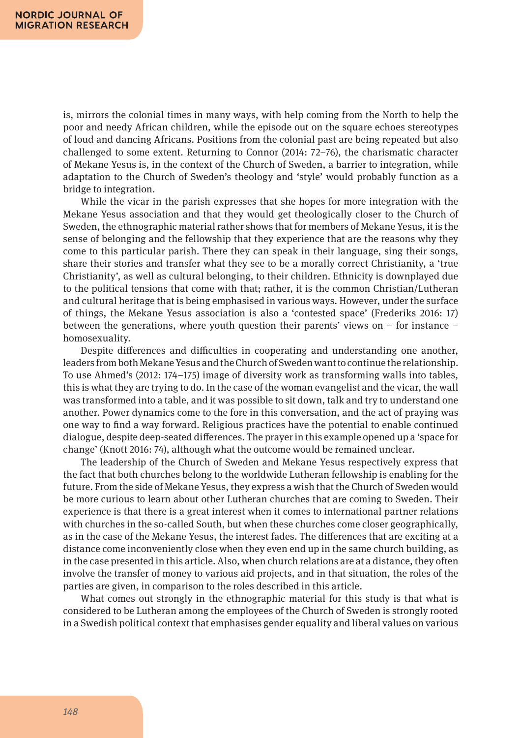is, mirrors the colonial times in many ways, with help coming from the North to help the poor and needy African children, while the episode out on the square echoes stereotypes of loud and dancing Africans. Positions from the colonial past are being repeated but also challenged to some extent. Returning to Connor (2014: 72–76), the charismatic character of Mekane Yesus is, in the context of the Church of Sweden, a barrier to integration, while adaptation to the Church of Sweden's theology and 'style' would probably function as a bridge to integration.

While the vicar in the parish expresses that she hopes for more integration with the Mekane Yesus association and that they would get theologically closer to the Church of Sweden, the ethnographic material rather shows that for members of Mekane Yesus, it is the sense of belonging and the fellowship that they experience that are the reasons why they come to this particular parish. There they can speak in their language, sing their songs, share their stories and transfer what they see to be a morally correct Christianity, a 'true Christianity', as well as cultural belonging, to their children. Ethnicity is downplayed due to the political tensions that come with that; rather, it is the common Christian/Lutheran and cultural heritage that is being emphasised in various ways. However, under the surface of things, the Mekane Yesus association is also a 'contested space' (Frederiks 2016: 17) between the generations, where youth question their parents' views on – for instance – homosexuality.

Despite differences and difficulties in cooperating and understanding one another, leaders from both Mekane Yesus and the Church of Sweden want to continue the relationship. To use Ahmed's (2012: 174–175) image of diversity work as transforming walls into tables, this is what they are trying to do. In the case of the woman evangelist and the vicar, the wall was transformed into a table, and it was possible to sit down, talk and try to understand one another. Power dynamics come to the fore in this conversation, and the act of praying was one way to find a way forward. Religious practices have the potential to enable continued dialogue, despite deep-seated differences. The prayer in this example opened up a 'space for change' (Knott 2016: 74), although what the outcome would be remained unclear.

The leadership of the Church of Sweden and Mekane Yesus respectively express that the fact that both churches belong to the worldwide Lutheran fellowship is enabling for the future. From the side of Mekane Yesus, they express a wish that the Church of Sweden would be more curious to learn about other Lutheran churches that are coming to Sweden. Their experience is that there is a great interest when it comes to international partner relations with churches in the so-called South, but when these churches come closer geographically, as in the case of the Mekane Yesus, the interest fades. The differences that are exciting at a distance come inconveniently close when they even end up in the same church building, as in the case presented in this article. Also, when church relations are at a distance, they often involve the transfer of money to various aid projects, and in that situation, the roles of the parties are given, in comparison to the roles described in this article.

What comes out strongly in the ethnographic material for this study is that what is considered to be Lutheran among the employees of the Church of Sweden is strongly rooted in a Swedish political context that emphasises gender equality and liberal values on various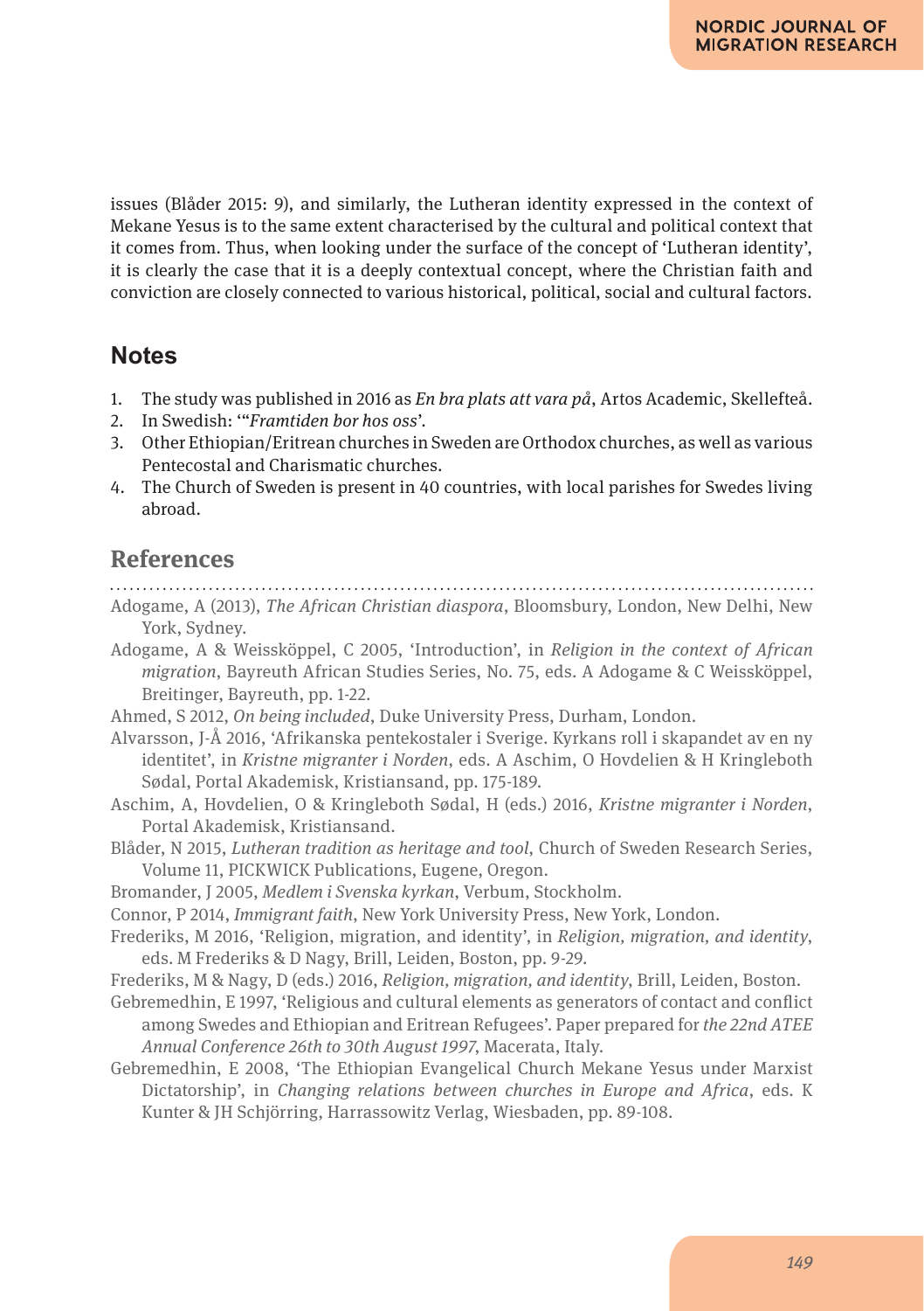issues (Blåder 2015: 9), and similarly, the Lutheran identity expressed in the context of Mekane Yesus is to the same extent characterised by the cultural and political context that it comes from. Thus, when looking under the surface of the concept of 'Lutheran identity', it is clearly the case that it is a deeply contextual concept, where the Christian faith and conviction are closely connected to various historical, political, social and cultural factors.

## Notes

1. The study was published in 2016 as *En bra plats att vara på*, Artos Academic, Skellefteå.
2. In Swedish: '"*Framtiden bor hos oss*'.
3. Other Ethiopian/Eritrean churches in Sweden are Orthodox churches, as well as various Pentecostal and Charismatic churches.
4. The Church of Sweden is present in 40 countries, with local parishes for Swedes living abroad.

## References

Adogame, A (2013), *The African Christian diaspora*, Bloomsbury, London, New Delhi, New York, Sydney.

Adogame, A & Weissköppel, C 2005, 'Introduction', in *Religion in the context of African migration*, Bayreuth African Studies Series, No. 75, eds. A Adogame & C Weissköppel, Breitinger, Bayreuth, pp. 1-22.

Ahmed, S 2012, *On being included*, Duke University Press, Durham, London.

Alvarsson, J-Å 2016, 'Afrikanska pentekostaler i Sverige. Kyrkans roll i skapandet av en ny identitet', in *Kristne migranter i Norden*, eds. A Aschim, O Hovdelien & H Kringleboth Sødal, Portal Akademisk, Kristiansand, pp. 175-189.

Aschim, A, Hovdelien, O & Kringleboth Sødal, H (eds.) 2016, *Kristne migranter i Norden*, Portal Akademisk, Kristiansand.

Blåder, N 2015, *Lutheran tradition as heritage and tool*, Church of Sweden Research Series, Volume 11, PICKWICK Publications, Eugene, Oregon.

Bromander, J 2005, *Medlem i Svenska kyrkan*, Verbum, Stockholm.

Connor, P 2014, *Immigrant faith*, New York University Press, New York, London.

Frederiks, M 2016, 'Religion, migration, and identity', in *Religion, migration, and identity*, eds. M Frederiks & D Nagy, Brill, Leiden, Boston, pp. 9-29.

Frederiks, M & Nagy, D (eds.) 2016, *Religion, migration, and identity*, Brill, Leiden, Boston.

Gebremedhin, E 1997, 'Religious and cultural elements as generators of contact and conflict among Swedes and Ethiopian and Eritrean Refugees'. Paper prepared for *the 22nd ATEE Annual Conference 26th to 30th August 1997*, Macerata, Italy.

Gebremedhin, E 2008, 'The Ethiopian Evangelical Church Mekane Yesus under Marxist Dictatorship', in *Changing relations between churches in Europe and Africa*, eds. K Kunter & JH Schjörring, Harrassowitz Verlag, Wiesbaden, pp. 89-108.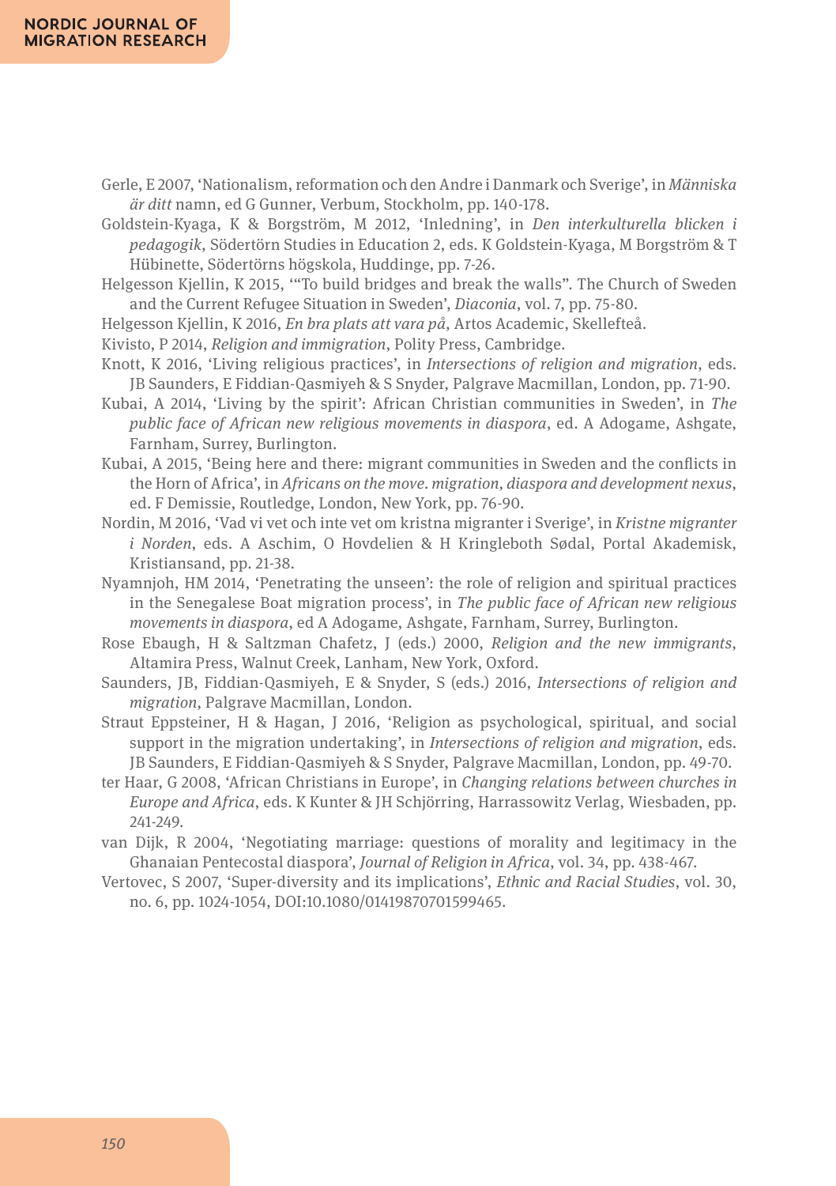Gerle, E 2007, 'Nationalism, reformation och den Andre i Danmark och Sverige', in *Människa är ditt* namn, ed G Gunner, Verbum, Stockholm, pp. 140-178.

Goldstein-Kyaga, K & Borgström, M 2012, 'Inledning', in *Den interkulturella blicken i pedagogik*, Södertörn Studies in Education 2, eds. K Goldstein-Kyaga, M Borgström & T Hübinette, Södertörns högskola, Huddinge, pp. 7-26.

Helgesson Kjellin, K 2015, '"To build bridges and break the walls". The Church of Sweden and the Current Refugee Situation in Sweden', *Diaconia*, vol. 7, pp. 75-80.

Helgesson Kjellin, K 2016, *En bra plats att vara på*, Artos Academic, Skellefteå.

Kivisto, P 2014, *Religion and immigration*, Polity Press, Cambridge.

Knott, K 2016, 'Living religious practices', in *Intersections of religion and migration*, eds. JB Saunders, E Fiddian-Qasmiyeh & S Snyder, Palgrave Macmillan, London, pp. 71-90.

Kubai, A 2014, 'Living by the spirit': African Christian communities in Sweden', in *The public face of African new religious movements in diaspora*, ed. A Adogame, Ashgate, Farnham, Surrey, Burlington.

Kubai, A 2015, 'Being here and there: migrant communities in Sweden and the conflicts in the Horn of Africa', in *Africans on the move. migration, diaspora and development nexus*, ed. F Demissie, Routledge, London, New York, pp. 76-90.

Nordin, M 2016, 'Vad vi vet och inte vet om kristna migranter i Sverige', in *Kristne migranter i Norden*, eds. A Aschim, O Hovdelien & H Kringleboth Sødal, Portal Akademisk, Kristiansand, pp. 21-38.

Nyamnjoh, HM 2014, 'Penetrating the unseen': the role of religion and spiritual practices in the Senegalese Boat migration process', in *The public face of African new religious movements in diaspora*, ed A Adogame, Ashgate, Farnham, Surrey, Burlington.

Rose Ebaugh, H & Saltzman Chafetz, J (eds.) 2000, *Religion and the new immigrants*, Altamira Press, Walnut Creek, Lanham, New York, Oxford.

Saunders, JB, Fiddian-Qasmiyeh, E & Snyder, S (eds.) 2016, *Intersections of religion and migration*, Palgrave Macmillan, London.

Straut Eppsteiner, H & Hagan, J 2016, 'Religion as psychological, spiritual, and social support in the migration undertaking', in *Intersections of religion and migration*, eds. JB Saunders, E Fiddian-Qasmiyeh & S Snyder, Palgrave Macmillan, London, pp. 49-70.

ter Haar, G 2008, 'African Christians in Europe', in *Changing relations between churches in Europe and Africa*, eds. K Kunter & JH Schjörring, Harrassowitz Verlag, Wiesbaden, pp. 241-249.

van Dijk, R 2004, 'Negotiating marriage: questions of morality and legitimacy in the Ghanaian Pentecostal diaspora', *Journal of Religion in Africa*, vol. 34, pp. 438-467.

Vertovec, S 2007, 'Super-diversity and its implications', *Ethnic and Racial Studies*, vol. 30, no. 6, pp. 1024-1054, DOI:10.1080/01419870701599465.